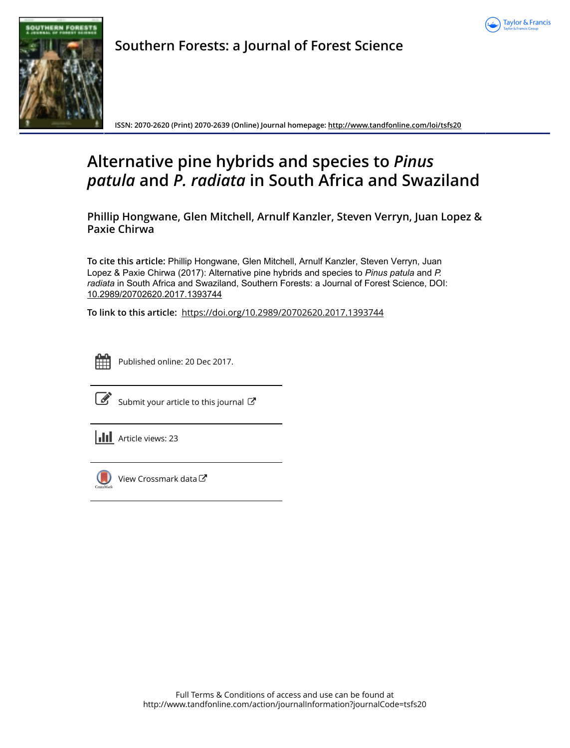Southern Forests: a Journal of Forest Science

ISSN: 2070-2620 (Print) 2070-2639 (Online) Journal homepage: http://www.tandfonline.com/loi/tsfs20

# Alternative pine hybrids and species to *Pinus patula* and *P. radiata* in South Africa and Swaziland

**Phillip Hongwane, Glen Mitchell, Arnulf Kanzler, Steven Verryn, Juan Lopez & Paxie Chirwa**

**To cite this article:** Phillip Hongwane, Glen Mitchell, Arnulf Kanzler, Steven Verryn, Juan Lopez & Paxie Chirwa (2017): Alternative pine hybrids and species to *Pinus patula* and *P. radiata* in South Africa and Swaziland, Southern Forests: a Journal of Forest Science, DOI: 10.2989/20702620.2017.1393744

**To link to this article:** https://doi.org/10.2989/20702620.2017.1393744

Published online: 20 Dec 2017.

Submit your article to this journal

Article views: 23

View Crossmark data

Full Terms & Conditions of access and use can be found at http://www.tandfonline.com/action/journalInformation?journalCode=tsfs20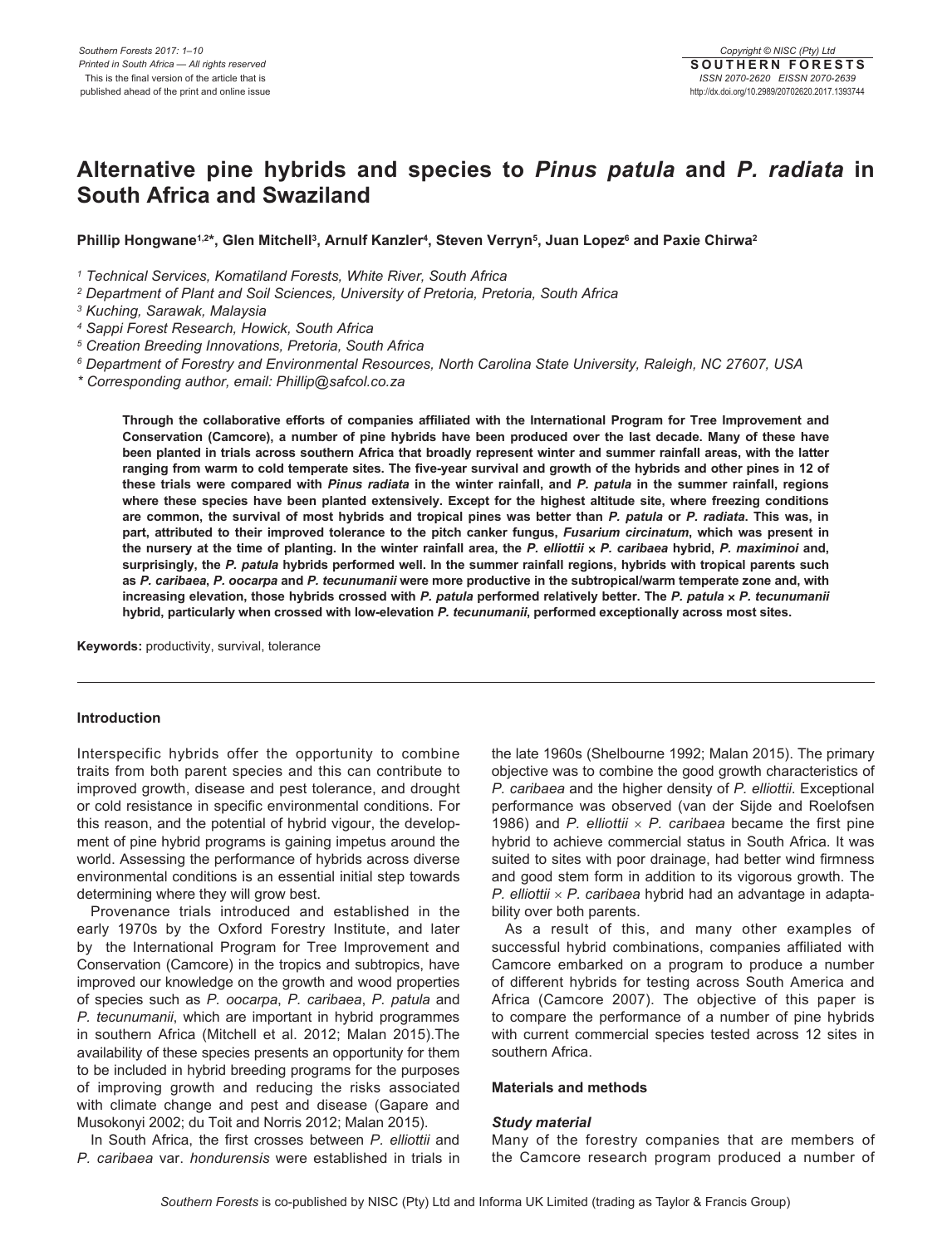# Alternative pine hybrids and species to *Pinus patula* and *P. radiata* in South Africa and Swaziland

**Phillip Hongwane[1,2]*, Glen Mitchell[3], Arnulf Kanzler[4], Steven Verryn[5], Juan Lopez[6] and Paxie Chirwa[2]**

[1] Technical Services, Komatiland Forests, White River, South Africa
[2] Department of Plant and Soil Sciences, University of Pretoria, Pretoria, South Africa
[3] Kuching, Sarawak, Malaysia
[4] Sappi Forest Research, Howick, South Africa
[5] Creation Breeding Innovations, Pretoria, South Africa
[6] Department of Forestry and Environmental Resources, North Carolina State University, Raleigh, NC 27607, USA
* Corresponding author, email: Phillip@safcol.co.za

**Through the collaborative efforts of companies affiliated with the International Program for Tree Improvement and Conservation (Camcore), a number of pine hybrids have been produced over the last decade. Many of these have been planted in trials across southern Africa that broadly represent winter and summer rainfall areas, with the latter ranging from warm to cold temperate sites. The five-year survival and growth of the hybrids and other pines in 12 of these trials were compared with *Pinus radiata* in the winter rainfall, and *P. patula* in the summer rainfall, regions where these species have been planted extensively. Except for the highest altitude site, where freezing conditions are common, the survival of most hybrids and tropical pines was better than *P. patula* or *P. radiata*. This was, in part, attributed to their improved tolerance to the pitch canker fungus, *Fusarium circinatum*, which was present in the nursery at the time of planting. In the winter rainfall area, the *P. elliottii* × *P. caribaea* hybrid, *P. maximinoi* and, surprisingly, the *P. patula* hybrids performed well. In the summer rainfall regions, hybrids with tropical parents such as *P. caribaea*, *P. oocarpa* and *P. tecunumanii* were more productive in the subtropical/warm temperate zone and, with increasing elevation, those hybrids crossed with *P. patula* performed relatively better. The *P. patula* × *P. tecunumanii* hybrid, particularly when crossed with low-elevation *P. tecunumanii*, performed exceptionally across most sites.**

**Keywords:** productivity, survival, tolerance

## Introduction

Interspecific hybrids offer the opportunity to combine traits from both parent species and this can contribute to improved growth, disease and pest tolerance, and drought or cold resistance in specific environmental conditions. For this reason, and the potential of hybrid vigour, the development of pine hybrid programs is gaining impetus around the world. Assessing the performance of hybrids across diverse environmental conditions is an essential initial step towards determining where they will grow best.

Provenance trials introduced and established in the early 1970s by the Oxford Forestry Institute, and later by the International Program for Tree Improvement and Conservation (Camcore) in the tropics and subtropics, have improved our knowledge on the growth and wood properties of species such as *P. oocarpa*, *P. caribaea*, *P. patula* and *P. tecunumanii*, which are important in hybrid programmes in southern Africa (Mitchell et al. 2012; Malan 2015).The availability of these species presents an opportunity for them to be included in hybrid breeding programs for the purposes of improving growth and reducing the risks associated with climate change and pest and disease (Gapare and Musokonyi 2002; du Toit and Norris 2012; Malan 2015).

In South Africa, the first crosses between *P. elliottii* and *P. caribaea* var. *hondurensis* were established in trials in the late 1960s (Shelbourne 1992; Malan 2015). The primary objective was to combine the good growth characteristics of *P. caribaea* and the higher density of *P. elliottii*. Exceptional performance was observed (van der Sijde and Roelofsen 1986) and *P. elliottii* × *P. caribaea* became the first pine hybrid to achieve commercial status in South Africa. It was suited to sites with poor drainage, had better wind firmness and good stem form in addition to its vigorous growth. The *P. elliottii* × *P. caribaea* hybrid had an advantage in adaptability over both parents.

As a result of this, and many other examples of successful hybrid combinations, companies affiliated with Camcore embarked on a program to produce a number of different hybrids for testing across South America and Africa (Camcore 2007). The objective of this paper is to compare the performance of a number of pine hybrids with current commercial species tested across 12 sites in southern Africa.

## Materials and methods

### Study material

Many of the forestry companies that are members of the Camcore research program produced a number of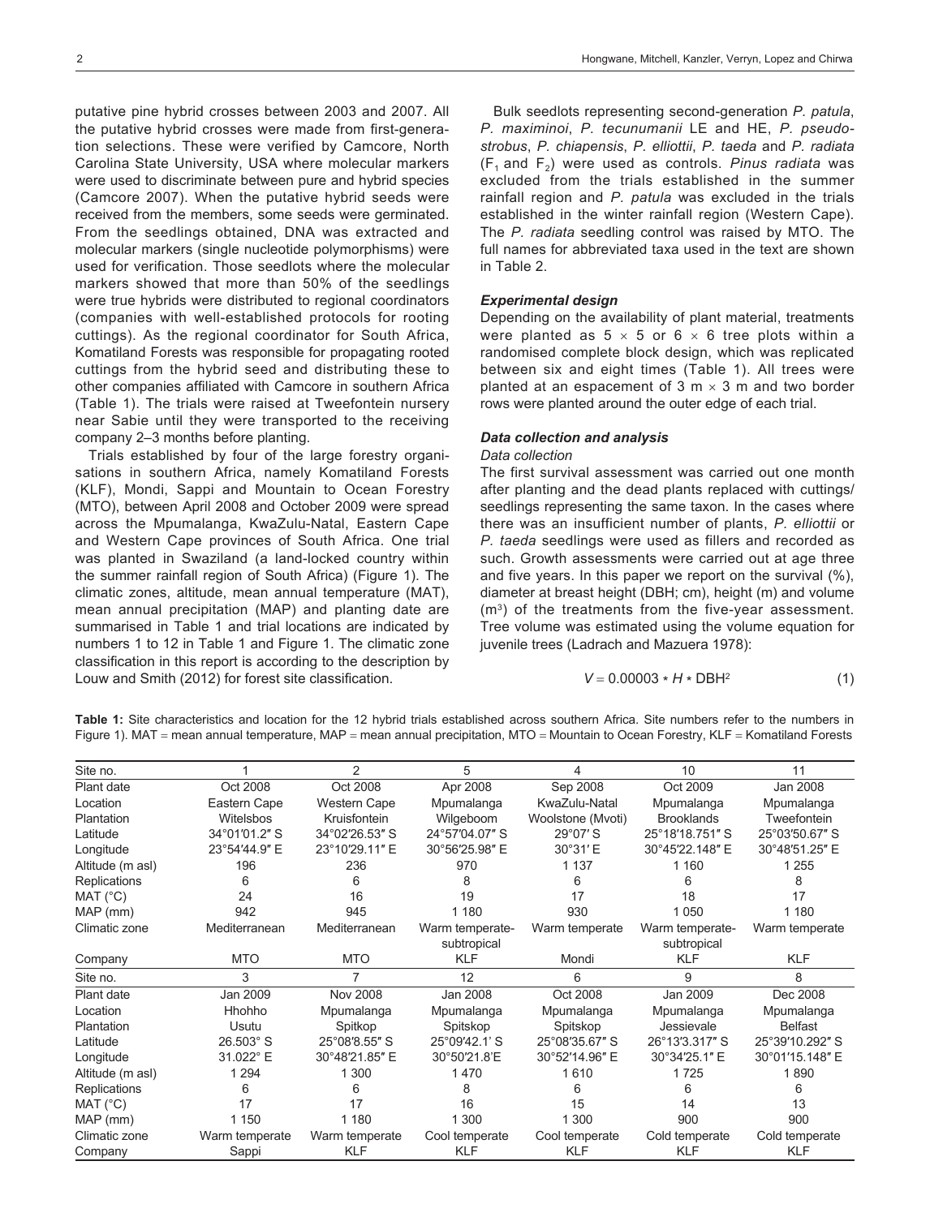putative pine hybrid crosses between 2003 and 2007. All the putative hybrid crosses were made from first-generation selections. These were verified by Camcore, North Carolina State University, USA where molecular markers were used to discriminate between pure and hybrid species (Camcore 2007). When the putative hybrid seeds were received from the members, some seeds were germinated. From the seedlings obtained, DNA was extracted and molecular markers (single nucleotide polymorphisms) were used for verification. Those seedlots where the molecular markers showed that more than 50% of the seedlings were true hybrids were distributed to regional coordinators (companies with well-established protocols for rooting cuttings). As the regional coordinator for South Africa, Komatiland Forests was responsible for propagating rooted cuttings from the hybrid seed and distributing these to other companies affiliated with Camcore in southern Africa (Table 1). The trials were raised at Tweefontein nursery near Sabie until they were transported to the receiving company 2–3 months before planting.

Trials established by four of the large forestry organisations in southern Africa, namely Komatiland Forests (KLF), Mondi, Sappi and Mountain to Ocean Forestry (MTO), between April 2008 and October 2009 were spread across the Mpumalanga, KwaZulu-Natal, Eastern Cape and Western Cape provinces of South Africa. One trial was planted in Swaziland (a land-locked country within the summer rainfall region of South Africa) (Figure 1). The climatic zones, altitude, mean annual temperature (MAT), mean annual precipitation (MAP) and planting date are summarised in Table 1 and trial locations are indicated by numbers 1 to 12 in Table 1 and Figure 1. The climatic zone classification in this report is according to the description by Louw and Smith (2012) for forest site classification.

Bulk seedlots representing second-generation *P. patula*, *P. maximinoi*, *P. tecunumanii* LE and HE, *P. pseudostrobus*, *P. chiapensis*, *P. elliottii*, *P. taeda* and *P. radiata* ($F_1$ and $F_2$) were used as controls. *Pinus radiata* was excluded from the trials established in the summer rainfall region and *P. patula* was excluded in the trials established in the winter rainfall region (Western Cape). The *P. radiata* seedling control was raised by MTO. The full names for abbreviated taxa used in the text are shown in Table 2.

### *Experimental design*

Depending on the availability of plant material, treatments were planted as 5 × 5 or 6 × 6 tree plots within a randomised complete block design, which was replicated between six and eight times (Table 1). All trees were planted at an espacement of 3 m × 3 m and two border rows were planted around the outer edge of each trial.

### *Data collection and analysis*

#### *Data collection*

The first survival assessment was carried out one month after planting and the dead plants replaced with cuttings/seedlings representing the same taxon. In the cases where there was an insufficient number of plants, *P. elliottii* or *P. taeda* seedlings were used as fillers and recorded as such. Growth assessments were carried out at age three and five years. In this paper we report on the survival (%), diameter at breast height (DBH; cm), height (m) and volume ($m^3$) of the treatments from the five-year assessment. Tree volume was estimated using the volume equation for juvenile trees (Ladrach and Mazuera 1978):

$$V = 0.00003 * H * \text{DBH}^2 \quad (1)$$

**Table 1:** Site characteristics and location for the 12 hybrid trials established across southern Africa. Site numbers refer to the numbers in Figure 1). MAT = mean annual temperature, MAP = mean annual precipitation, MTO = Mountain to Ocean Forestry, KLF = Komatiland Forests

| Site no. | 1 | 2 | 5 | 4 | 10 | 11 |
|---|---|---|---|---|---|---|
| Plant date | Oct 2008 | Oct 2008 | Apr 2008 | Sep 2008 | Oct 2009 | Jan 2008 |
| Location | Eastern Cape | Western Cape | Mpumalanga | KwaZulu-Natal | Mpumalanga | Mpumalanga |
| Plantation | Witelsbos | Kruisfontein | Wilgeboom | Woolstone (Mvoti) | Brooklands | Tweefontein |
| Latitude | 34°01′01.2″ S | 34°02′26.53″ S | 24°57′04.07″ S | 29°07′ S | 25°18′18.751″ S | 25°03′50.67″ S |
| Longitude | 23°54′44.9″ E | 23°10′29.11″ E | 30°56′25.98″ E | 30°31′ E | 30°45′22.148″ E | 30°48′51.25″ E |
| Altitude (m asl) | 196 | 236 | 970 | 1 137 | 1 160 | 1 255 |
| Replications | 6 | 6 | 8 | 6 | 6 | 8 |
| MAT (°C) | 24 | 16 | 19 | 17 | 18 | 17 |
| MAP (mm) | 942 | 945 | 1 180 | 930 | 1 050 | 1 180 |
| Climatic zone | Mediterranean | Mediterranean | Warm temperate-subtropical | Warm temperate | Warm temperate-subtropical | Warm temperate |
| Company | MTO | MTO | KLF | Mondi | KLF | KLF |
| **Site no.** | **3** | **7** | **12** | **6** | **9** | **8** |
| Plant date | Jan 2009 | Nov 2008 | Jan 2008 | Oct 2008 | Jan 2009 | Dec 2008 |
| Location | Hhohho | Mpumalanga | Mpumalanga | Mpumalanga | Mpumalanga | Mpumalanga |
| Plantation | Usutu | Spitkop | Spitskop | Spitskop | Jessievale | Belfast |
| Latitude | 26.503° S | 25°08′8.55″ S | 25°09′42.1′ S | 25°08′35.67″ S | 26°13′3.317″ S | 25°39′10.292″ S |
| Longitude | 31.022° E | 30°48′21.85″ E | 30°50′21.8′E | 30°52′14.96″ E | 30°34′25.1″ E | 30°01′15.148″ E |
| Altitude (m asl) | 1 294 | 1 300 | 1 470 | 1 610 | 1 725 | 1 890 |
| Replications | 6 | 6 | 8 | 6 | 6 | 6 |
| MAT (°C) | 17 | 17 | 16 | 15 | 14 | 13 |
| MAP (mm) | 1 150 | 1 180 | 1 300 | 1 300 | 900 | 900 |
| Climatic zone | Warm temperate | Warm temperate | Cool temperate | Cool temperate | Cold temperate | Cold temperate |
| Company | Sappi | KLF | KLF | KLF | KLF | KLF |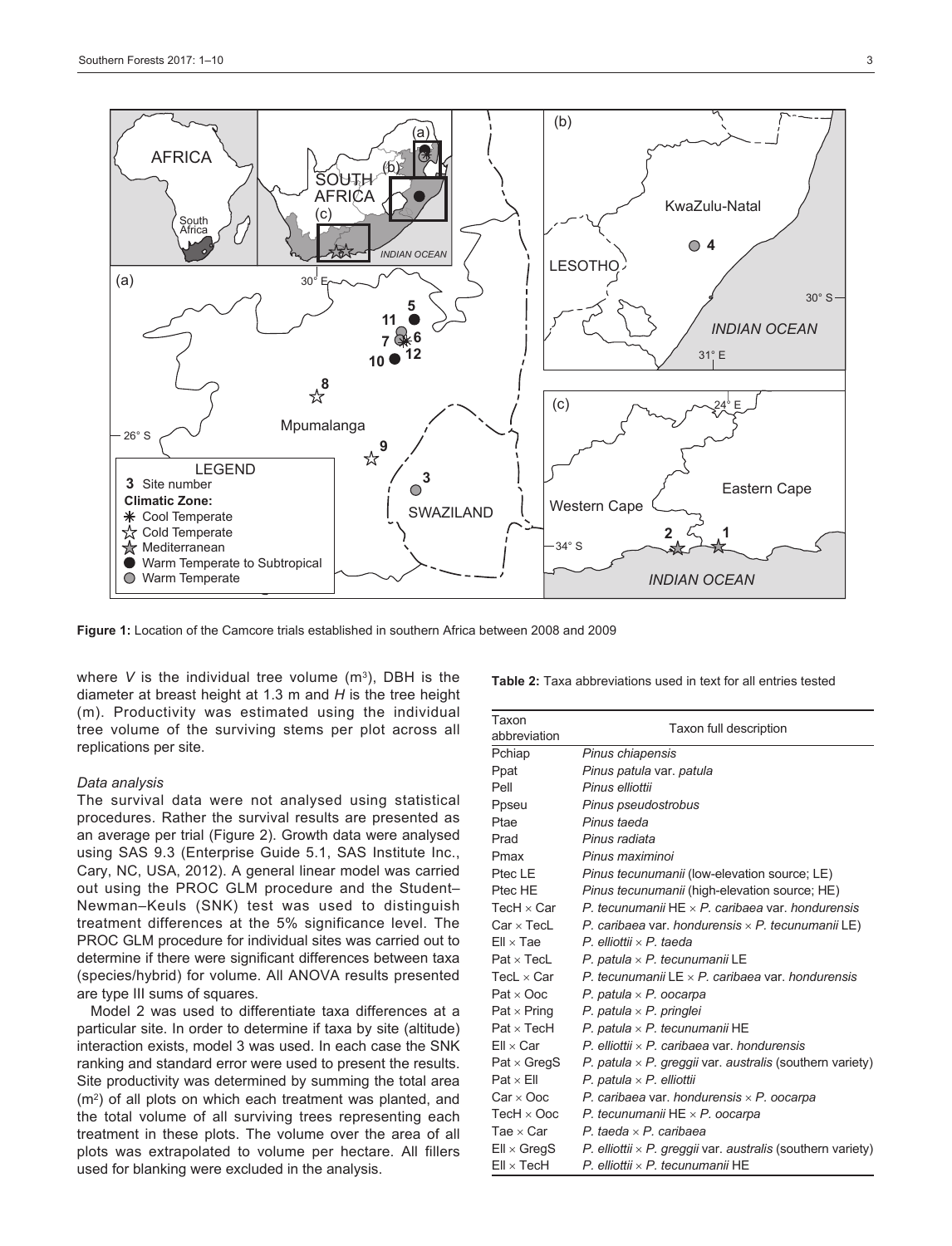Figure 1: Location of the Camcore trials established in southern Africa between 2008 and 2009

where $V$ is the individual tree volume (m³), DBH is the diameter at breast height at 1.3 m and $H$ is the tree height (m). Productivity was estimated using the individual tree volume of the surviving stems per plot across all replications per site.

*Data analysis*

The survival data were not analysed using statistical procedures. Rather the survival results are presented as an average per trial (Figure 2). Growth data were analysed using SAS 9.3 (Enterprise Guide 5.1, SAS Institute Inc., Cary, NC, USA, 2012). A general linear model was carried out using the PROC GLM procedure and the Student–Newman–Keuls (SNK) test was used to distinguish treatment differences at the 5% significance level. The PROC GLM procedure for individual sites was carried out to determine if there were significant differences between taxa (species/hybrid) for volume. All ANOVA results presented are type III sums of squares.

Model 2 was used to differentiate taxa differences at a particular site. In order to determine if taxa by site (altitude) interaction exists, model 3 was used. In each case the SNK ranking and standard error were used to present the results. Site productivity was determined by summing the total area (m²) of all plots on which each treatment was planted, and the total volume of all surviving trees representing each treatment in these plots. The volume over the area of all plots was extrapolated to volume per hectare. All fillers used for blanking were excluded in the analysis.

**Table 2:** Taxa abbreviations used in text for all entries tested

| Taxon abbreviation | Taxon full description |
|---|---|
| Pchiap | *Pinus chiapensis* |
| Ppat | *Pinus patula* var. *patula* |
| Pell | *Pinus elliottii* |
| Ppseu | *Pinus pseudostrobus* |
| Ptae | *Pinus taeda* |
| Prad | *Pinus radiata* |
| Pmax | *Pinus maximinoi* |
| Ptec LE | *Pinus tecunumanii* (low-elevation source; LE) |
| Ptec HE | *Pinus tecunumanii* (high-elevation source; HE) |
| TecH × Car | *P. tecunumanii* HE × *P. caribaea* var. *hondurensis* |
| Car × TecL | *P. caribaea* var. *hondurensis* × *P. tecunumanii* LE) |
| Ell × Tae | *P. elliottii* × *P. taeda* |
| Pat × TecL | *P. patula* × *P. tecunumanii* LE |
| TecL × Car | *P. tecunumanii* LE × *P. caribaea* var. *hondurensis* |
| Pat × Ooc | *P. patula* × *P. oocarpa* |
| Pat × Pring | *P. patula* × *P. pringlei* |
| Pat × TecH | *P. patula* × *P. tecunumanii* HE |
| Ell × Car | *P. elliottii* × *P. caribaea* var. *hondurensis* |
| Pat × GregS | *P. patula* × *P. greggii* var. *australis* (southern variety) |
| Pat × Ell | *P. patula* × *P. elliottii* |
| Car × Ooc | *P. caribaea* var. *hondurensis* × *P. oocarpa* |
| TecH × Ooc | *P. tecunumanii* HE × *P. oocarpa* |
| Tae × Car | *P. taeda* × *P. caribaea* |
| Ell × GregS | *P. elliottii* × *P. greggii* var. *australis* (southern variety) |
| Ell × TecH | *P. elliottii* × *P. tecunumanii* HE |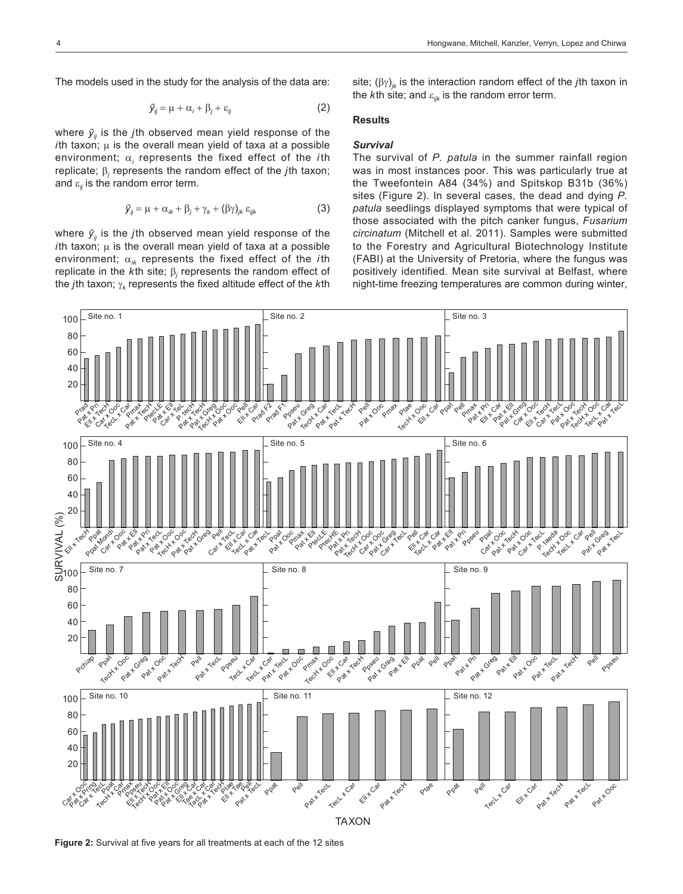The models used in the study for the analysis of the data are:

$$\bar{y}_{ij} = \mu + \alpha_i + \beta_j + \varepsilon_{ij} \quad (2)$$

where $\bar{y}_{ij}$ is the $j$th observed mean yield response of the $i$th taxon; $\mu$ is the overall mean yield of taxa at a possible environment; $\alpha_i$ represents the fixed effect of the $i$th replicate; $\beta_j$ represents the random effect of the $j$th taxon; and $\varepsilon_{ij}$ is the random error term.

$$\bar{y}_{ij} = \mu + \alpha_{ik} + \beta_j + \gamma_k + (\beta\gamma)_{jk}\, \varepsilon_{ijk} \quad (3)$$

where $\bar{y}_{ij}$ is the $j$th observed mean yield response of the $i$th taxon; $\mu$ is the overall mean yield of taxa at a possible environment; $\alpha_{ik}$ represents the fixed effect of the $i$th replicate in the $k$th site; $\beta_j$ represents the random effect of the $j$th taxon; $\gamma_k$ represents the fixed altitude effect of the $k$th site; $(\beta\gamma)_{jk}$ is the interaction random effect of the $j$th taxon in the $k$th site; and $\varepsilon_{ijk}$ is the random error term.

## Results

### *Survival*

The survival of *P. patula* in the summer rainfall region was in most instances poor. This was particularly true at the Tweefontein A84 (34%) and Spitskop B31b (36%) sites (Figure 2). In several cases, the dead and dying *P. patula* seedlings displayed symptoms that were typical of those associated with the pitch canker fungus, *Fusarium circinatum* (Mitchell et al. 2011). Samples were submitted to the Forestry and Agricultural Biotechnology Institute (FABI) at the University of Pretoria, where the fungus was positively identified. Mean site survival at Belfast, where night-time freezing temperatures are common during winter,

**Figure 2:** Survival at five years for all treatments at each of the 12 sites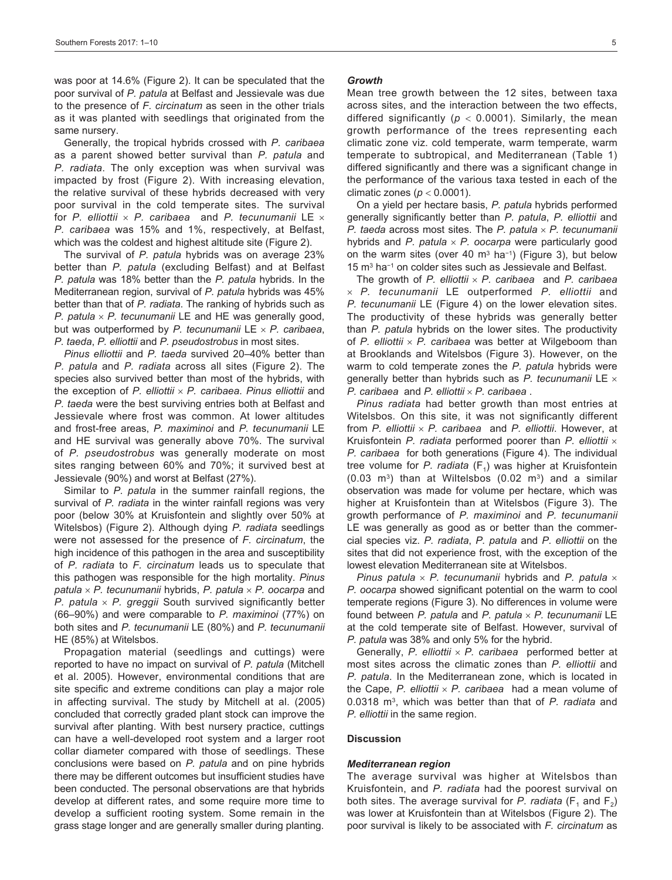was poor at 14.6% (Figure 2). It can be speculated that the poor survival of *P. patula* at Belfast and Jessievale was due to the presence of *F. circinatum* as seen in the other trials as it was planted with seedlings that originated from the same nursery.

Generally, the tropical hybrids crossed with *P. caribaea* as a parent showed better survival than *P. patula* and *P. radiata*. The only exception was when survival was impacted by frost (Figure 2). With increasing elevation, the relative survival of these hybrids decreased with very poor survival in the cold temperate sites. The survival for *P. elliottii* × *P. caribaea* and *P. tecunumanii* LE × *P. caribaea* was 15% and 1%, respectively, at Belfast, which was the coldest and highest altitude site (Figure 2).

The survival of *P. patula* hybrids was on average 23% better than *P. patula* (excluding Belfast) and at Belfast *P. patula* was 18% better than the *P. patula* hybrids. In the Mediterranean region, survival of *P. patula* hybrids was 45% better than that of *P. radiata*. The ranking of hybrids such as *P. patula* × *P. tecunumanii* LE and HE was generally good, but was outperformed by *P. tecunumanii* LE × *P. caribaea*, *P. taeda*, *P. elliottii* and *P. pseudostrobus* in most sites.

*Pinus elliottii* and *P. taeda* survived 20–40% better than *P. patula* and *P. radiata* across all sites (Figure 2). The species also survived better than most of the hybrids, with the exception of *P. elliottii* × *P. caribaea*. *Pinus elliottii* and *P. taeda* were the best surviving entries both at Belfast and Jessievale where frost was common. At lower altitudes and frost-free areas, *P. maximinoi* and *P. tecunumanii* LE and HE survival was generally above 70%. The survival of *P. pseudostrobus* was generally moderate on most sites ranging between 60% and 70%; it survived best at Jessievale (90%) and worst at Belfast (27%).

Similar to *P. patula* in the summer rainfall regions, the survival of *P. radiata* in the winter rainfall regions was very poor (below 30% at Kruisfontein and slightly over 50% at Witelsbos) (Figure 2). Although dying *P. radiata* seedlings were not assessed for the presence of *F. circinatum*, the high incidence of this pathogen in the area and susceptibility of *P. radiata* to *F. circinatum* leads us to speculate that this pathogen was responsible for the high mortality. *Pinus patula* × *P. tecunumanii* hybrids, *P. patula* × *P. oocarpa* and *P. patula* × *P. greggii* South survived significantly better (66–90%) and were comparable to *P. maximinoi* (77%) on both sites and *P. tecunumanii* LE (80%) and *P. tecunumanii* HE (85%) at Witelsbos.

Propagation material (seedlings and cuttings) were reported to have no impact on survival of *P. patula* (Mitchell et al. 2005). However, environmental conditions that are site specific and extreme conditions can play a major role in affecting survival. The study by Mitchell at al. (2005) concluded that correctly graded plant stock can improve the survival after planting. With best nursery practice, cuttings can have a well-developed root system and a larger root collar diameter compared with those of seedlings. These conclusions were based on *P. patula* and on pine hybrids there may be different outcomes but insufficient studies have been conducted. The personal observations are that hybrids develop at different rates, and some require more time to develop a sufficient rooting system. Some remain in the grass stage longer and are generally smaller during planting.

### *Growth*

Mean tree growth between the 12 sites, between taxa across sites, and the interaction between the two effects, differed significantly ($p < 0.0001$). Similarly, the mean growth performance of the trees representing each climatic zone viz. cold temperate, warm temperate, warm temperate to subtropical, and Mediterranean (Table 1) differed significantly and there was a significant change in the performance of the various taxa tested in each of the climatic zones ($p < 0.0001$).

On a yield per hectare basis, *P. patula* hybrids performed generally significantly better than *P. patula*, *P. elliottii* and *P. taeda* across most sites. The *P. patula* × *P. tecunumanii* hybrids and *P. patula* × *P. oocarpa* were particularly good on the warm sites (over 40 $m^3$ $ha^{-1}$) (Figure 3), but below 15 $m^3$ $ha^{-1}$ on colder sites such as Jessievale and Belfast.

The growth of *P. elliottii* × *P. caribaea* and *P. caribaea* × *P. tecunumanii* LE outperformed *P. elliottii* and *P. tecunumanii* LE (Figure 4) on the lower elevation sites. The productivity of these hybrids was generally better than *P. patula* hybrids on the lower sites. The productivity of *P. elliottii* × *P. caribaea* was better at Wilgeboom than at Brooklands and Witelsbos (Figure 3). However, on the warm to cold temperate zones the *P. patula* hybrids were generally better than hybrids such as *P. tecunumanii* LE × *P. caribaea* and *P. elliottii* × *P. caribaea* .

*Pinus radiata* had better growth than most entries at Witelsbos. On this site, it was not significantly different from *P. elliottii* × *P. caribaea* and *P. elliottii*. However, at Kruisfontein *P. radiata* performed poorer than *P. elliottii* × *P. caribaea* for both generations (Figure 4). The individual tree volume for *P. radiata* ($F_1$) was higher at Kruisfontein (0.03 $m^3$) than at Wiltelsbos (0.02 $m^3$) and a similar observation was made for volume per hectare, which was higher at Kruisfontein than at Witelsbos (Figure 3). The growth performance of *P. maximinoi* and *P. tecunumanii* LE was generally as good as or better than the commercial species viz. *P. radiata*, *P. patula* and *P. elliottii* on the sites that did not experience frost, with the exception of the lowest elevation Mediterranean site at Witelsbos.

*Pinus patula* × *P. tecunumanii* hybrids and *P. patula* × *P. oocarpa* showed significant potential on the warm to cool temperate regions (Figure 3). No differences in volume were found between *P. patula* and *P. patula* × *P. tecunumanii* LE at the cold temperate site of Belfast. However, survival of *P. patula* was 38% and only 5% for the hybrid.

Generally, *P. elliottii* × *P. caribaea* performed better at most sites across the climatic zones than *P. elliottii* and *P. patula*. In the Mediterranean zone, which is located in the Cape, *P. elliottii* × *P. caribaea* had a mean volume of 0.0318 $m^3$, which was better than that of *P. radiata* and *P. elliottii* in the same region.

## Discussion

### *Mediterranean region*

The average survival was higher at Witelsbos than Kruisfontein, and *P. radiata* had the poorest survival on both sites. The average survival for *P. radiata* ($F_1$ and $F_2$) was lower at Kruisfontein than at Witelsbos (Figure 2). The poor survival is likely to be associated with *F. circinatum* as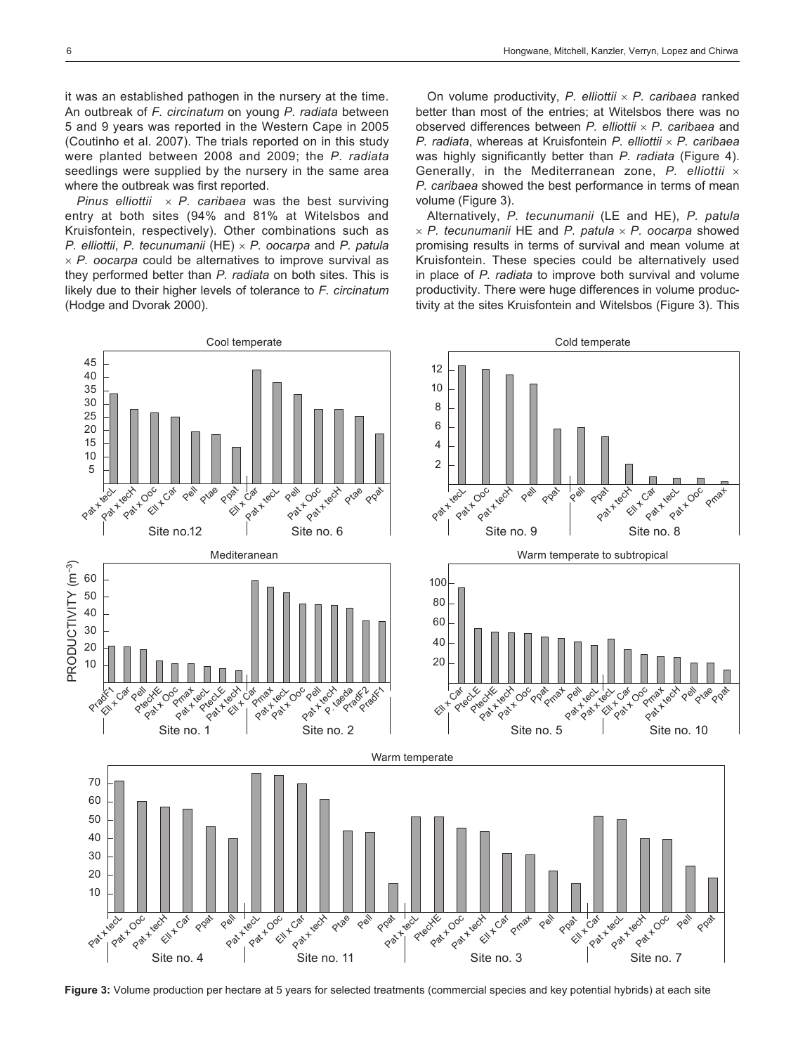it was an established pathogen in the nursery at the time. An outbreak of *F. circinatum* on young *P. radiata* between 5 and 9 years was reported in the Western Cape in 2005 (Coutinho et al. 2007). The trials reported on in this study were planted between 2008 and 2009; the *P. radiata* seedlings were supplied by the nursery in the same area where the outbreak was first reported.

*Pinus elliottii* × *P. caribaea* was the best surviving entry at both sites (94% and 81% at Witelsbos and Kruisfontein, respectively). Other combinations such as *P. elliottii*, *P. tecunumanii* (HE) × *P. oocarpa* and *P. patula* × *P. oocarpa* could be alternatives to improve survival as they performed better than *P. radiata* on both sites. This is likely due to their higher levels of tolerance to *F. circinatum* (Hodge and Dvorak 2000).

On volume productivity, *P. elliottii* × *P. caribaea* ranked better than most of the entries; at Witelsbos there was no observed differences between *P. elliottii* × *P. caribaea* and *P. radiata*, whereas at Kruisfontein *P. elliottii* × *P. caribaea* was highly significantly better than *P. radiata* (Figure 4). Generally, in the Mediterranean zone, *P. elliottii* × *P. caribaea* showed the best performance in terms of mean volume (Figure 3).

Alternatively, *P. tecunumanii* (LE and HE), *P. patula* × *P. tecunumanii* HE and *P. patula* × *P. oocarpa* showed promising results in terms of survival and mean volume at Kruisfontein. These species could be alternatively used in place of *P. radiata* to improve both survival and volume productivity. There were huge differences in volume productivity at the sites Kruisfontein and Witelsbos (Figure 3). This

**Figure 3:** Volume production per hectare at 5 years for selected treatments (commercial species and key potential hybrids) at each site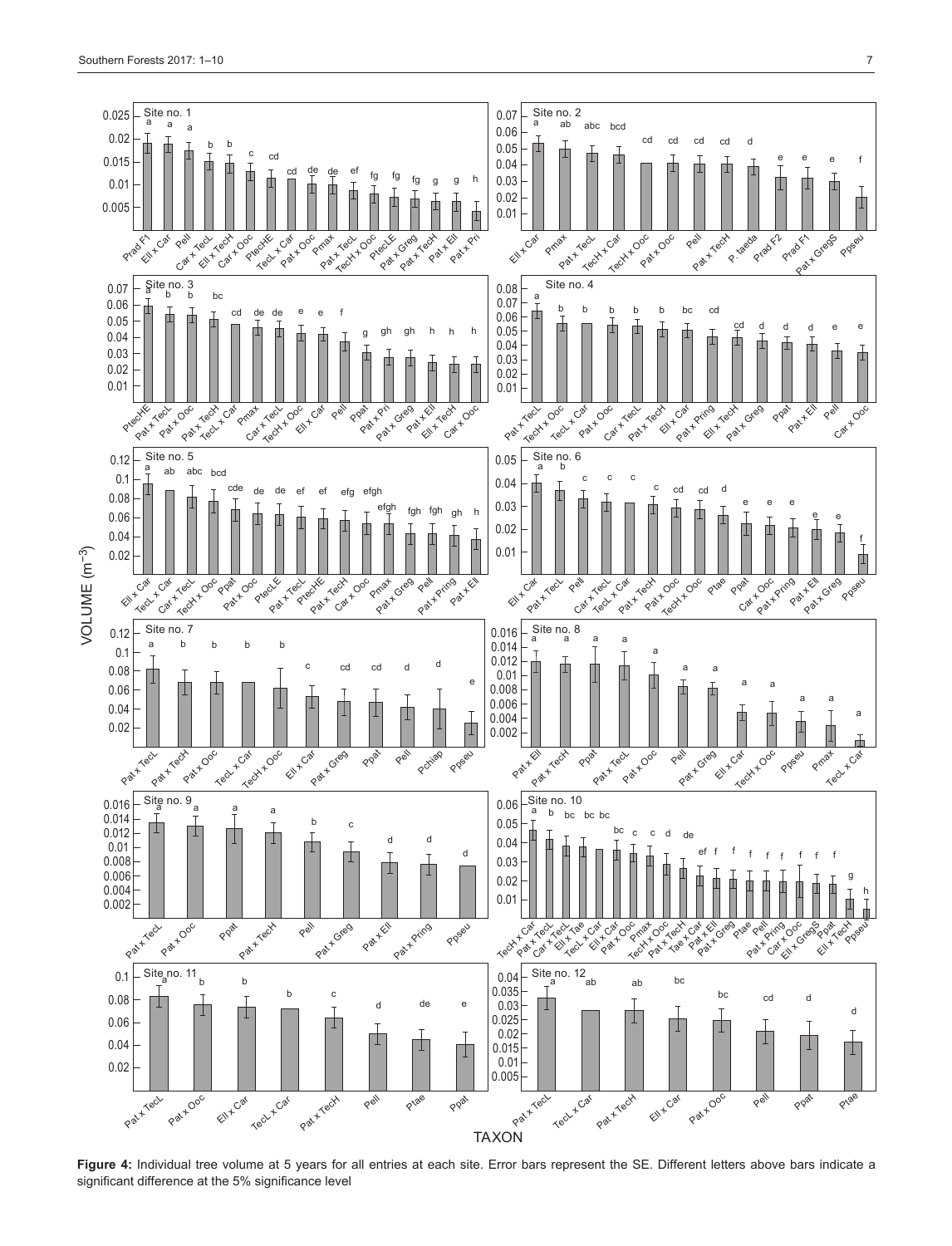**Figure 4:** Individual tree volume at 5 years for all entries at each site. Error bars represent the SE. Different letters above bars indicate a significant difference at the 5% significance level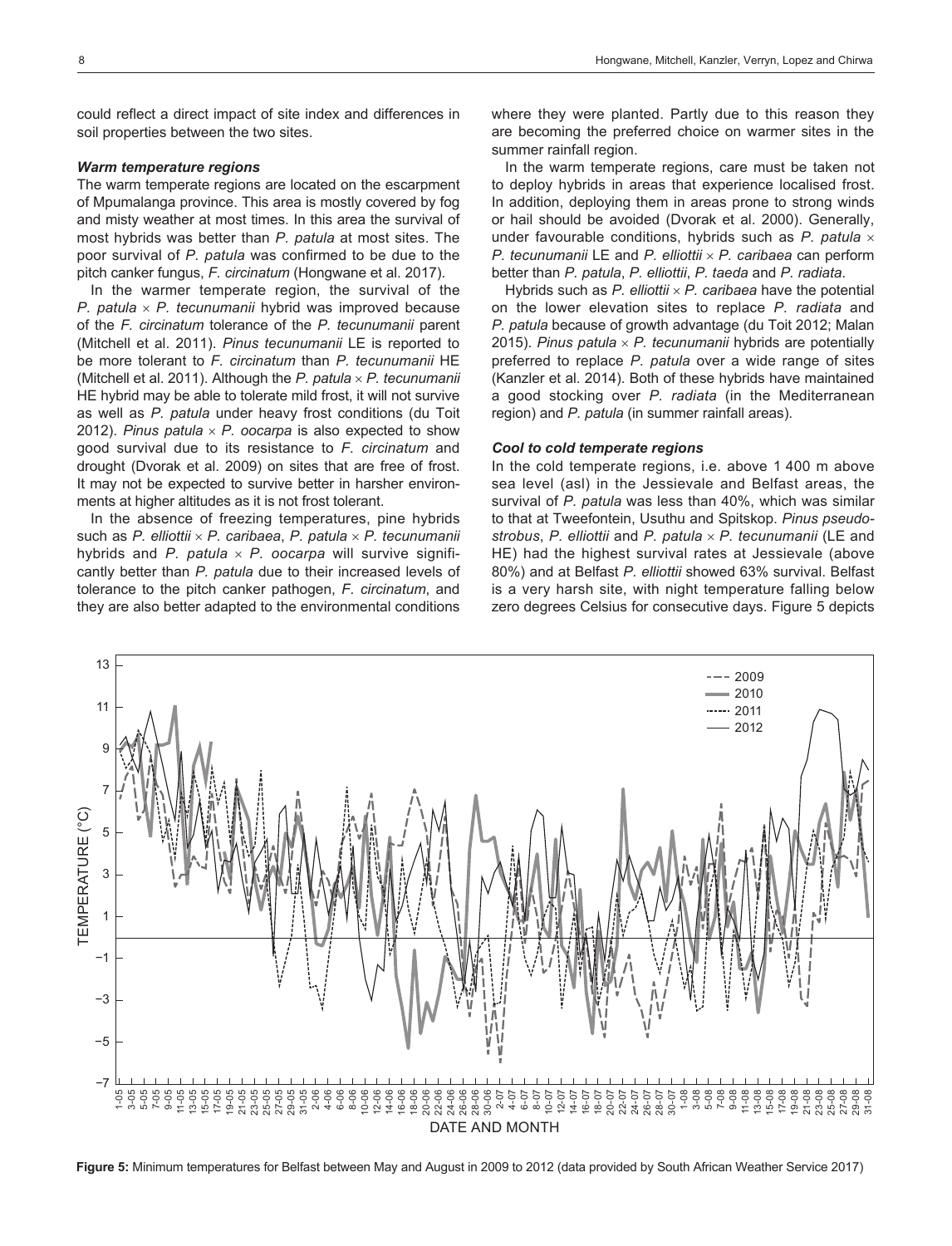could reflect a direct impact of site index and differences in soil properties between the two sites.

### *Warm temperate regions*

The warm temperate regions are located on the escarpment of Mpumalanga province. This area is mostly covered by fog and misty weather at most times. In this area the survival of most hybrids was better than *P. patula* at most sites. The poor survival of *P. patula* was confirmed to be due to the pitch canker fungus, *F. circinatum* (Hongwane et al. 2017).

In the warmer temperate region, the survival of the *P. patula* × *P. tecunumanii* hybrid was improved because of the *F. circinatum* tolerance of the *P. tecunumanii* parent (Mitchell et al. 2011). *Pinus tecunumanii* LE is reported to be more tolerant to *F. circinatum* than *P. tecunumanii* HE (Mitchell et al. 2011). Although the *P. patula* × *P. tecunumanii* HE hybrid may be able to tolerate mild frost, it will not survive as well as *P. patula* under heavy frost conditions (du Toit 2012). *Pinus patula* × *P. oocarpa* is also expected to show good survival due to its resistance to *F. circinatum* and drought (Dvorak et al. 2009) on sites that are free of frost. It may not be expected to survive better in harsher environments at higher altitudes as it is not frost tolerant.

In the absence of freezing temperatures, pine hybrids such as *P. elliottii* × *P. caribaea*, *P. patula* × *P. tecunumanii* hybrids and *P. patula* × *P. oocarpa* will survive significantly better than *P. patula* due to their increased levels of tolerance to the pitch canker pathogen, *F. circinatum*, and they are also better adapted to the environmental conditions where they were planted. Partly due to this reason they are becoming the preferred choice on warmer sites in the summer rainfall region.

In the warm temperate regions, care must be taken not to deploy hybrids in areas that experience localised frost. In addition, deploying them in areas prone to strong winds or hail should be avoided (Dvorak et al. 2000). Generally, under favourable conditions, hybrids such as *P. patula* × *P. tecunumanii* LE and *P. elliottii* × *P. caribaea* can perform better than *P. patula*, *P. elliottii*, *P. taeda* and *P. radiata*.

Hybrids such as *P. elliottii* × *P. caribaea* have the potential on the lower elevation sites to replace *P. radiata* and *P. patula* because of growth advantage (du Toit 2012; Malan 2015). *Pinus patula* × *P. tecunumanii* hybrids are potentially preferred to replace *P. patula* over a wide range of sites (Kanzler et al. 2014). Both of these hybrids have maintained a good stocking over *P. radiata* (in the Mediterranean region) and *P. patula* (in summer rainfall areas).

### *Cool to cold temperate regions*

In the cold temperate regions, i.e. above 1 400 m above sea level (asl) in the Jessievale and Belfast areas, the survival of *P. patula* was less than 40%, which was similar to that at Tweefontein, Usuthu and Spitskop. *Pinus pseudostrobus*, *P. elliottii* and *P. patula* × *P. tecunumanii* (LE and HE) had the highest survival rates at Jessievale (above 80%) and at Belfast *P. elliottii* showed 63% survival. Belfast is a very harsh site, with night temperature falling below zero degrees Celsius for consecutive days. Figure 5 depicts

**Figure 5:** Minimum temperatures for Belfast between May and August in 2009 to 2012 (data provided by South African Weather Service 2017)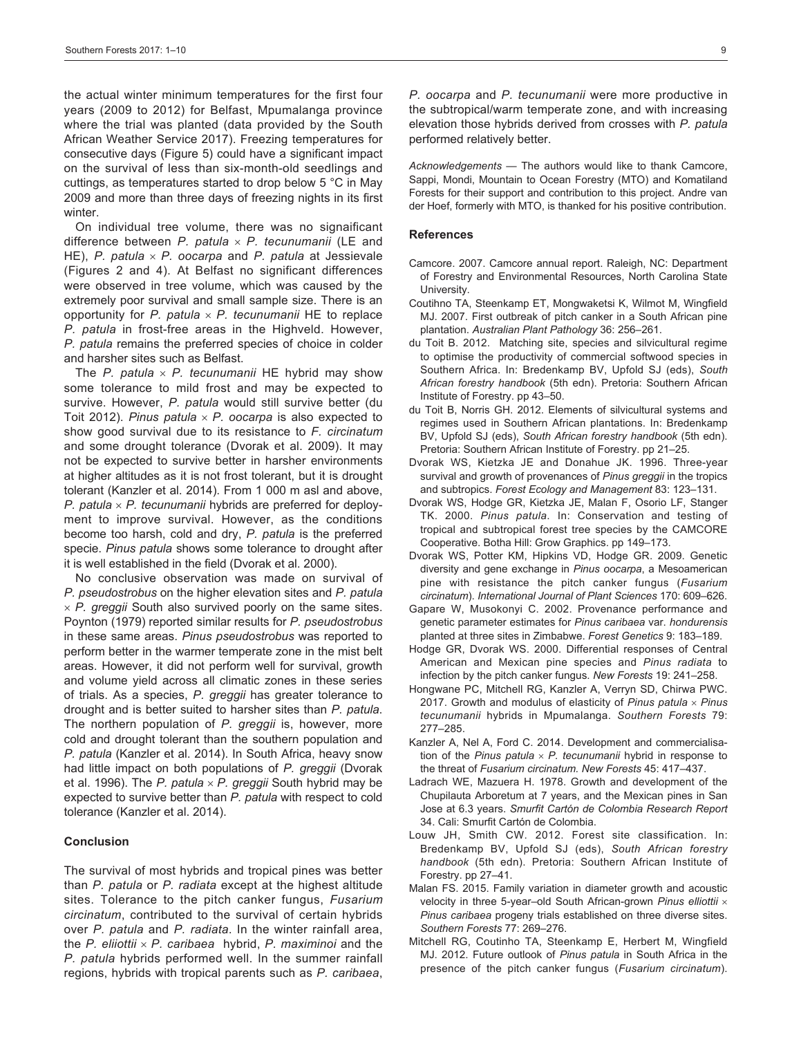the actual winter minimum temperatures for the first four years (2009 to 2012) for Belfast, Mpumalanga province where the trial was planted (data provided by the South African Weather Service 2017). Freezing temperatures for consecutive days (Figure 5) could have a significant impact on the survival of less than six-month-old seedlings and cuttings, as temperatures started to drop below 5 °C in May 2009 and more than three days of freezing nights in its first winter.

On individual tree volume, there was no signaificant difference between *P. patula* × *P. tecunumanii* (LE and HE), *P. patula* × *P. oocarpa* and *P. patula* at Jessievale (Figures 2 and 4). At Belfast no significant differences were observed in tree volume, which was caused by the extremely poor survival and small sample size. There is an opportunity for *P. patula* × *P. tecunumanii* HE to replace *P. patula* in frost-free areas in the Highveld. However, *P. patula* remains the preferred species of choice in colder and harsher sites such as Belfast.

The *P. patula* × *P. tecunumanii* HE hybrid may show some tolerance to mild frost and may be expected to survive. However, *P. patula* would still survive better (du Toit 2012). *Pinus patula* × *P. oocarpa* is also expected to show good survival due to its resistance to *F. circinatum* and some drought tolerance (Dvorak et al. 2009). It may not be expected to survive better in harsher environments at higher altitudes as it is not frost tolerant, but it is drought tolerant (Kanzler et al. 2014). From 1 000 m asl and above, *P. patula* × *P. tecunumanii* hybrids are preferred for deployment to improve survival. However, as the conditions become too harsh, cold and dry, *P. patula* is the preferred specie. *Pinus patula* shows some tolerance to drought after it is well established in the field (Dvorak et al. 2000).

No conclusive observation was made on survival of *P. pseudostrobus* on the higher elevation sites and *P. patula* × *P. greggii* South also survived poorly on the same sites. Poynton (1979) reported similar results for *P. pseudostrobus* in these same areas. *Pinus pseudostrobus* was reported to perform better in the warmer temperate zone in the mist belt areas. However, it did not perform well for survival, growth and volume yield across all climatic zones in these series of trials. As a species, *P. greggii* has greater tolerance to drought and is better suited to harsher sites than *P. patula*. The northern population of *P. greggii* is, however, more cold and drought tolerant than the southern population and *P. patula* (Kanzler et al. 2014). In South Africa, heavy snow had little impact on both populations of *P. greggii* (Dvorak et al. 1996). The *P. patula* × *P. greggii* South hybrid may be expected to survive better than *P. patula* with respect to cold tolerance (Kanzler et al. 2014).

## Conclusion

The survival of most hybrids and tropical pines was better than *P. patula* or *P. radiata* except at the highest altitude sites. Tolerance to the pitch canker fungus, *Fusarium circinatum*, contributed to the survival of certain hybrids over *P. patula* and *P. radiata*. In the winter rainfall area, the *P. eliiottii* × *P. caribaea* hybrid, *P. maximinoi* and the *P. patula* hybrids performed well. In the summer rainfall regions, hybrids with tropical parents such as *P. caribaea*, *P. oocarpa* and *P. tecunumanii* were more productive in the subtropical/warm temperate zone, and with increasing elevation those hybrids derived from crosses with *P. patula* performed relatively better.

*Acknowledgements* — The authors would like to thank Camcore, Sappi, Mondi, Mountain to Ocean Forestry (MTO) and Komatiland Forests for their support and contribution to this project. Andre van der Hoef, formerly with MTO, is thanked for his positive contribution.

## References

Camcore. 2007. Camcore annual report. Raleigh, NC: Department of Forestry and Environmental Resources, North Carolina State University.

Coutihno TA, Steenkamp ET, Mongwaketsi K, Wilmot M, Wingfield MJ. 2007. First outbreak of pitch canker in a South African pine plantation. *Australian Plant Pathology* 36: 256–261.

du Toit B. 2012. Matching site, species and silvicultural regime to optimise the productivity of commercial softwood species in Southern Africa. In: Bredenkamp BV, Upfold SJ (eds), *South African forestry handbook* (5th edn). Pretoria: Southern African Institute of Forestry. pp 43–50.

du Toit B, Norris GH. 2012. Elements of silvicultural systems and regimes used in Southern African plantations. In: Bredenkamp BV, Upfold SJ (eds), *South African forestry handbook* (5th edn). Pretoria: Southern African Institute of Forestry. pp 21–25.

Dvorak WS, Kietzka JE and Donahue JK. 1996. Three-year survival and growth of provenances of *Pinus greggii* in the tropics and subtropics. *Forest Ecology and Management* 83: 123–131.

Dvorak WS, Hodge GR, Kietzka JE, Malan F, Osorio LF, Stanger TK. 2000. *Pinus patula*. In: Conservation and testing of tropical and subtropical forest tree species by the CAMCORE Cooperative. Botha Hill: Grow Graphics. pp 149–173.

Dvorak WS, Potter KM, Hipkins VD, Hodge GR. 2009. Genetic diversity and gene exchange in *Pinus oocarpa*, a Mesoamerican pine with resistance the pitch canker fungus (*Fusarium circinatum*). *International Journal of Plant Sciences* 170: 609–626.

Gapare W, Musokonyi C. 2002. Provenance performance and genetic parameter estimates for *Pinus caribaea* var. *hondurensis* planted at three sites in Zimbabwe. *Forest Genetics* 9: 183–189.

Hodge GR, Dvorak WS. 2000. Differential responses of Central American and Mexican pine species and *Pinus radiata* to infection by the pitch canker fungus. *New Forests* 19: 241–258.

Hongwane PC, Mitchell RG, Kanzler A, Verryn SD, Chirwa PWC. 2017. Growth and modulus of elasticity of *Pinus patula* × *Pinus tecunumanii* hybrids in Mpumalanga. *Southern Forests* 79: 277–285.

Kanzler A, Nel A, Ford C. 2014. Development and commercialisation of the *Pinus patula* × *P. tecunumanii* hybrid in response to the threat of *Fusarium circinatum*. *New Forests* 45: 417–437.

Ladrach WE, Mazuera H. 1978. Growth and development of the Chupilauta Arboretum at 7 years, and the Mexican pines in San Jose at 6.3 years. *Smurfit Cartón de Colombia Research Report* 34. Cali: Smurfit Cartón de Colombia.

Louw JH, Smith CW. 2012. Forest site classification. In: Bredenkamp BV, Upfold SJ (eds), *South African forestry handbook* (5th edn). Pretoria: Southern African Institute of Forestry. pp 27–41.

Malan FS. 2015. Family variation in diameter growth and acoustic velocity in three 5-year–old South African-grown *Pinus elliottii* × *Pinus caribaea* progeny trials established on three diverse sites. *Southern Forests* 77: 269–276.

Mitchell RG, Coutinho TA, Steenkamp E, Herbert M, Wingfield MJ. 2012. Future outlook of *Pinus patula* in South Africa in the presence of the pitch canker fungus (*Fusarium circinatum*).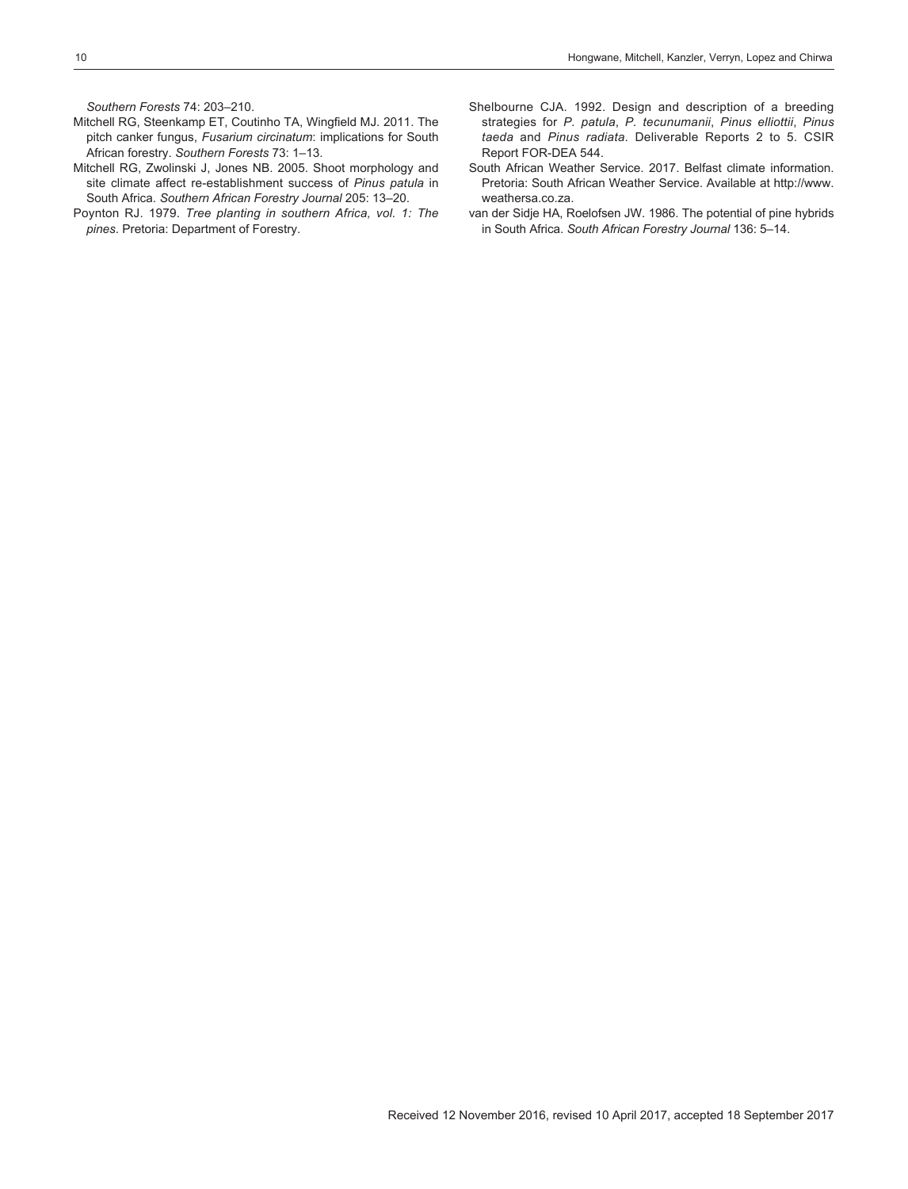*Southern Forests* 74: 203–210.

Mitchell RG, Steenkamp ET, Coutinho TA, Wingfield MJ. 2011. The pitch canker fungus, *Fusarium circinatum*: implications for South African forestry. *Southern Forests* 73: 1–13.

Mitchell RG, Zwolinski J, Jones NB. 2005. Shoot morphology and site climate affect re-establishment success of *Pinus patula* in South Africa. *Southern African Forestry Journal* 205: 13–20.

Poynton RJ. 1979. *Tree planting in southern Africa, vol. 1: The pines*. Pretoria: Department of Forestry.

Shelbourne CJA. 1992. Design and description of a breeding strategies for *P. patula*, *P. tecunumanii*, *Pinus elliottii*, *Pinus taeda* and *Pinus radiata*. Deliverable Reports 2 to 5. CSIR Report FOR-DEA 544.

South African Weather Service. 2017. Belfast climate information. Pretoria: South African Weather Service. Available at http://www.weathersa.co.za.

van der Sidje HA, Roelofsen JW. 1986. The potential of pine hybrids in South Africa. *South African Forestry Journal* 136: 5–14.

Received 12 November 2016, revised 10 April 2017, accepted 18 September 2017